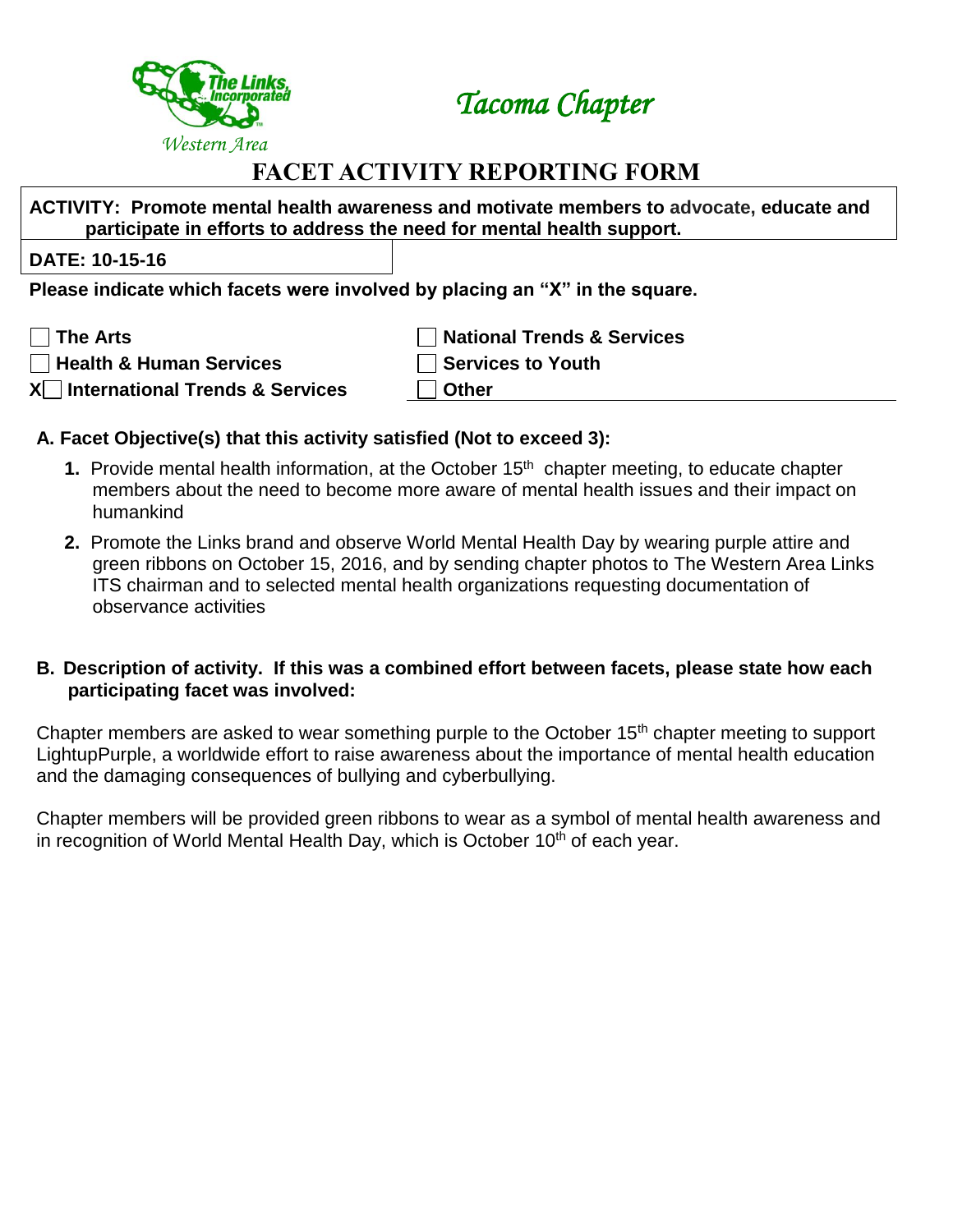The Links, Incorporated

*Western Area*

*Tacoma Chapter*

# FACET ACTIVITY REPORTING FORM

**ACTIVITY: Promote mental health awareness and motivate members to advocate, educate and participate in efforts to address the need for mental health support.**

**DATE: 10-15-16**

**Please indicate which facets were involved by placing an "X" in the square.**

- ☐ **The Arts**
- ☐ **Health & Human Services**
- X☐ **International Trends & Services**
- ☐ **National Trends & Services**
- ☐ **Services to Youth**
- ☐ **Other**

## A. Facet Objective(s) that this activity satisfied (Not to exceed 3):

1. Provide mental health information, at the October 15th chapter meeting, to educate chapter members about the need to become more aware of mental health issues and their impact on humankind
2. Promote the Links brand and observe World Mental Health Day by wearing purple attire and green ribbons on October 15, 2016, and by sending chapter photos to The Western Area Links ITS chairman and to selected mental health organizations requesting documentation of observance activities

## B. Description of activity. If this was a combined effort between facets, please state how each participating facet was involved:

Chapter members are asked to wear something purple to the October 15th chapter meeting to support LightupPurple, a worldwide effort to raise awareness about the importance of mental health education and the damaging consequences of bullying and cyberbullying.

Chapter members will be provided green ribbons to wear as a symbol of mental health awareness and in recognition of World Mental Health Day, which is October 10th of each year.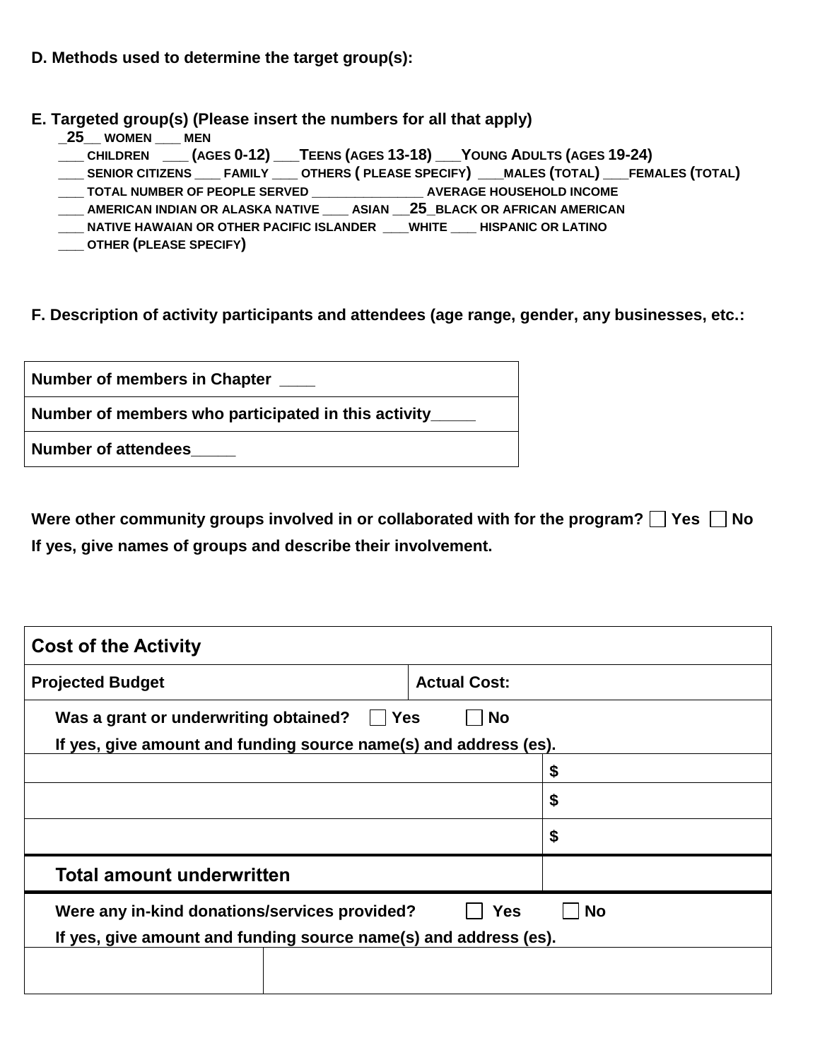**D. Methods used to determine the target group(s):**

**E. Targeted group(s) (Please insert the numbers for all that apply)**

_25__ WOMEN ___ MEN
___ CHILDREN ___ (AGES 0-12) ___TEENS (AGES 13-18) ___YOUNG ADULTS (AGES 19-24)
___ SENIOR CITIZENS ___ FAMILY ___ OTHERS ( PLEASE SPECIFY) ___MALES (TOTAL) ___FEMALES (TOTAL)
___ TOTAL NUMBER OF PEOPLE SERVED ______________ AVERAGE HOUSEHOLD INCOME
___ AMERICAN INDIAN OR ALASKA NATIVE ___ ASIAN __25_BLACK OR AFRICAN AMERICAN
___ NATIVE HAWAIIAN OR OTHER PACIFIC ISLANDER ___WHITE ___ HISPANIC OR LATINO
___ OTHER (PLEASE SPECIFY)

**F. Description of activity participants and attendees (age range, gender, any businesses, etc.:**

| Number of members in Chapter ___ |
|---|
| Number of members who participated in this activity_____ |
| Number of attendees_____ |

**Were other community groups involved in or collaborated with for the program?** ☐ **Yes** ☐ **No**
**If yes, give names of groups and describe their involvement.**

| Cost of the Activity | | |
|---|---|---|
| **Projected Budget** | **Actual Cost:** | |
| Was a grant or underwriting obtained? ☐ Yes ☐ No<br>If yes, give amount and funding source name(s) and address (es). | | |
| | | $ |
| | | $ |
| | | $ |
| **Total amount underwritten** | | |
| Were any in-kind donations/services provided? ☐ Yes ☐ No<br>If yes, give amount and funding source name(s) and address (es). | | |
| | | |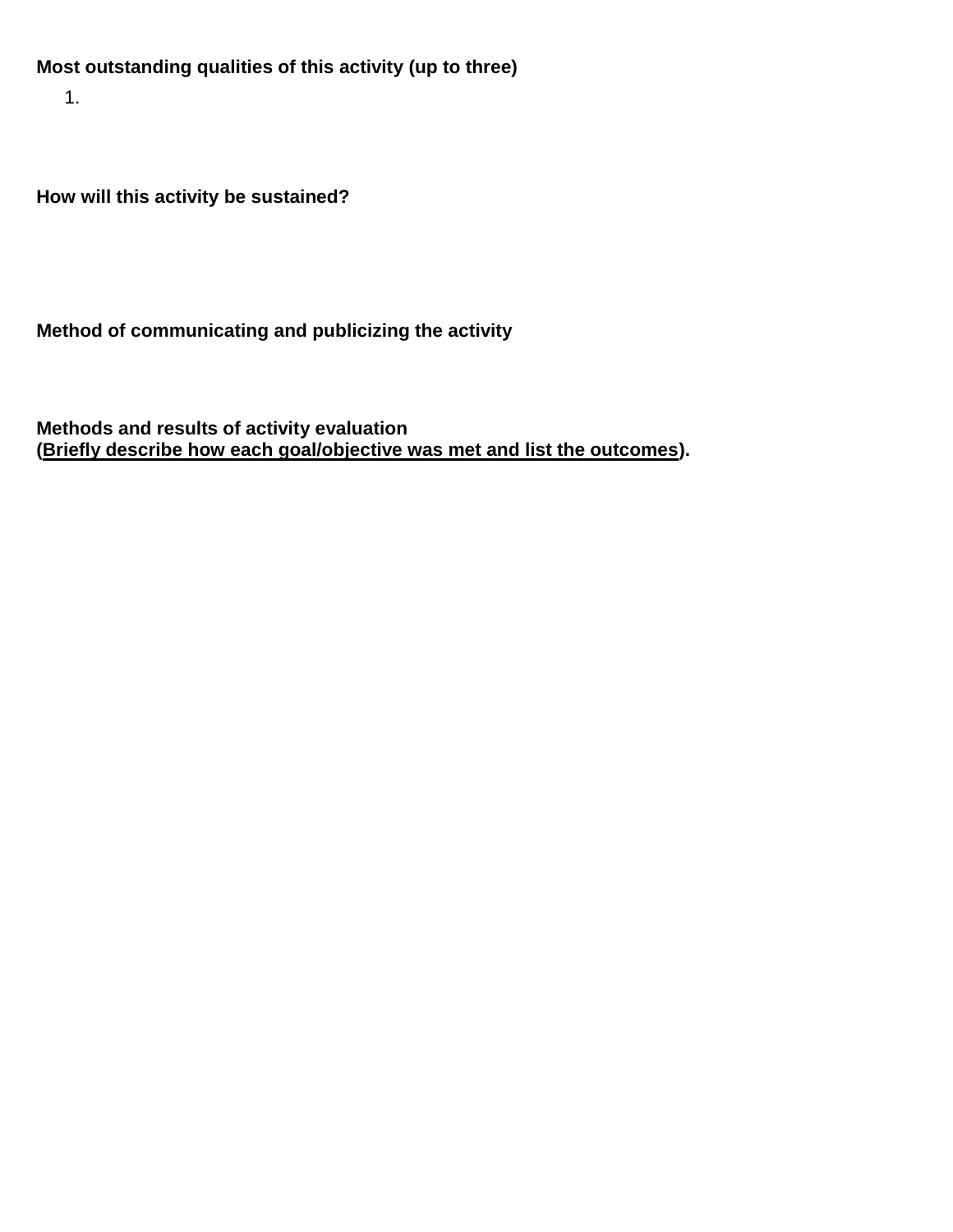**Most outstanding qualities of this activity (up to three)**

1.

**How will this activity be sustained?**

**Method of communicating and publicizing the activity**

**Methods and results of activity evaluation**
**(<u>Briefly describe how each goal/objective was met and list the outcomes</u>).**